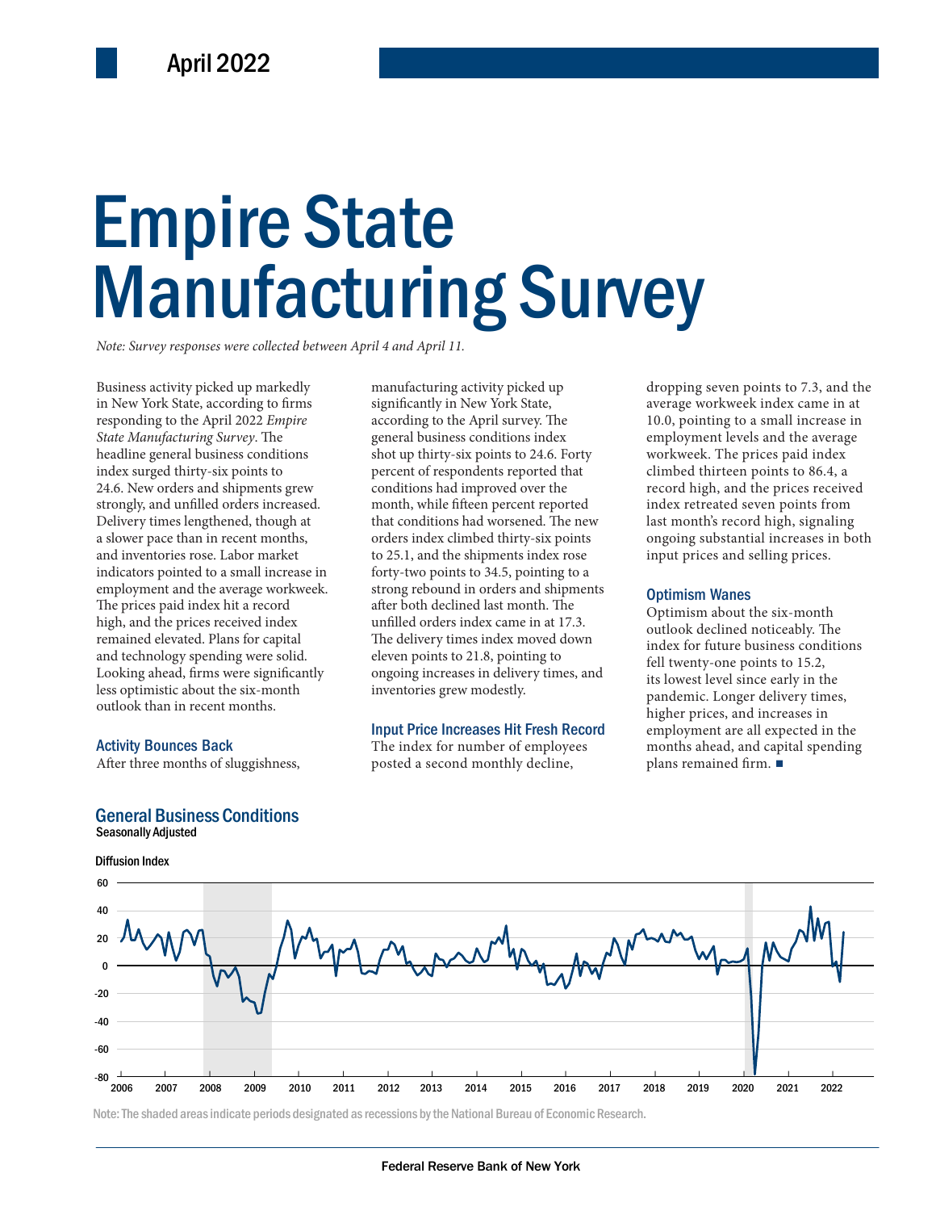April 2022

# Empire State Manufacturing Survey

*Note: Survey responses were collected between April 4 and April 11.*

Business activity picked up markedly in New York State, according to firms responding to the April 2022 *Empire State Manufacturing Survey*. The headline general business conditions index surged thirty-six points to 24.6. New orders and shipments grew strongly, and unfilled orders increased. Delivery times lengthened, though at a slower pace than in recent months, and inventories rose. Labor market indicators pointed to a small increase in employment and the average workweek. The prices paid index hit a record high, and the prices received index remained elevated. Plans for capital and technology spending were solid. Looking ahead, firms were significantly less optimistic about the six-month outlook than in recent months.

## Activity Bounces Back

After three months of sluggishness, manufacturing activity picked up significantly in New York State, according to the April survey. The general business conditions index shot up thirty-six points to 24.6. Forty percent of respondents reported that conditions had improved over the month, while fifteen percent reported that conditions had worsened. The new orders index climbed thirty-six points to 25.1, and the shipments index rose forty-two points to 34.5, pointing to a strong rebound in orders and shipments after both declined last month. The unfilled orders index came in at 17.3. The delivery times index moved down eleven points to 21.8, pointing to ongoing increases in delivery times, and inventories grew modestly.

## Input Price Increases Hit Fresh Record

The index for number of employees posted a second monthly decline, dropping seven points to 7.3, and the average workweek index came in at 10.0, pointing to a small increase in employment levels and the average workweek. The prices paid index climbed thirteen points to 86.4, a record high, and the prices received index retreated seven points from last month's record high, signaling ongoing substantial increases in both input prices and selling prices.

## Optimism Wanes

Optimism about the six-month outlook declined noticeably. The index for future business conditions fell twenty-one points to 15.2, its lowest level since early in the pandemic. Longer delivery times, higher prices, and increases in employment are all expected in the months ahead, and capital spending plans remained firm. ■

## General Business Conditions

Seasonally Adjusted

Diffusion Index

Note: The shaded areas indicate periods designated as recessions by the National Bureau of Economic Research.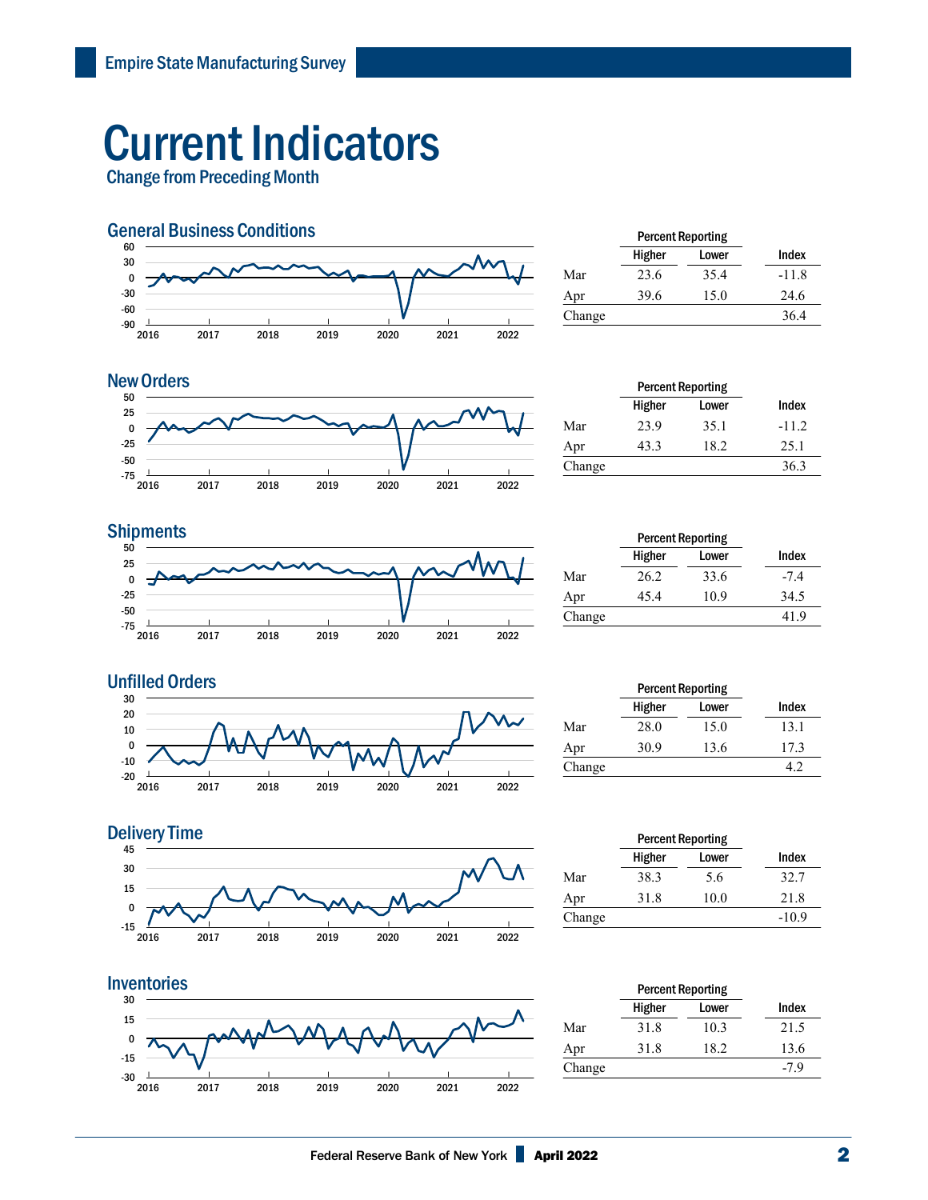# Current Indicators

## Change from Preceding Month

### General Business Conditions

| | Percent Reporting | | |
|---|---|---|---|
| | Higher | Lower | Index |
| Mar | 23.6 | 35.4 | -11.8 |
| Apr | 39.6 | 15.0 | 24.6 |
| Change | | | 36.4 |

### New Orders

| | Percent Reporting | | |
|---|---|---|---|
| | Higher | Lower | Index |
| Mar | 23.9 | 35.1 | -11.2 |
| Apr | 43.3 | 18.2 | 25.1 |
| Change | | | 36.3 |

### Shipments

| | Percent Reporting | | |
|---|---|---|---|
| | Higher | Lower | Index |
| Mar | 26.2 | 33.6 | -7.4 |
| Apr | 45.4 | 10.9 | 34.5 |
| Change | | | 41.9 |

### Unfilled Orders

| | Percent Reporting | | |
|---|---|---|---|
| | Higher | Lower | Index |
| Mar | 28.0 | 15.0 | 13.1 |
| Apr | 30.9 | 13.6 | 17.3 |
| Change | | | 4.2 |

### Delivery Time

| | Percent Reporting | | |
|---|---|---|---|
| | Higher | Lower | Index |
| Mar | 38.3 | 5.6 | 32.7 |
| Apr | 31.8 | 10.0 | 21.8 |
| Change | | | -10.9 |

### Inventories

| | Percent Reporting | | |
|---|---|---|---|
| | Higher | Lower | Index |
| Mar | 31.8 | 10.3 | 21.5 |
| Apr | 31.8 | 18.2 | 13.6 |
| Change | | | -7.9 |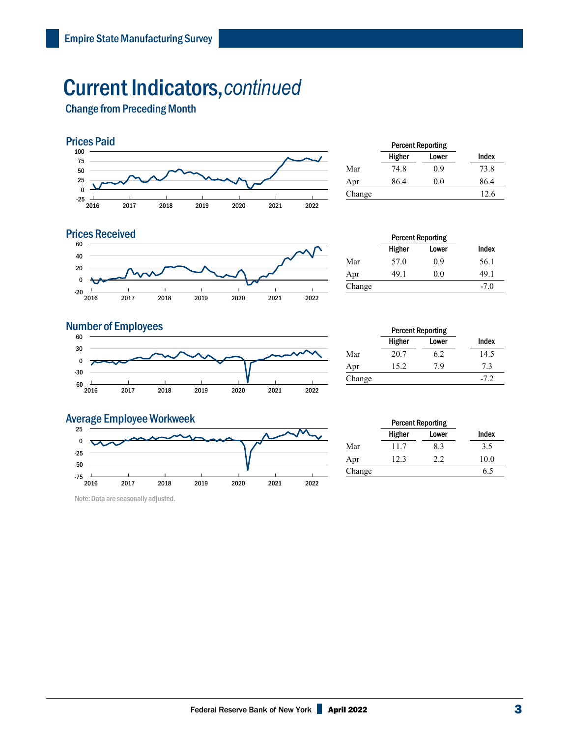# Current Indicators, *continued*

## Change from Preceding Month

### Prices Paid

| | Percent Reporting | | |
|---|---|---|---|
| | Higher | Lower | Index |
| Mar | 74.8 | 0.9 | 73.8 |
| Apr | 86.4 | 0.0 | 86.4 |
| Change | | | 12.6 |

### Prices Received

| | Percent Reporting | | |
|---|---|---|---|
| | Higher | Lower | Index |
| Mar | 57.0 | 0.9 | 56.1 |
| Apr | 49.1 | 0.0 | 49.1 |
| Change | | | -7.0 |

### Number of Employees

| | Percent Reporting | | |
|---|---|---|---|
| | Higher | Lower | Index |
| Mar | 20.7 | 6.2 | 14.5 |
| Apr | 15.2 | 7.9 | 7.3 |
| Change | | | -7.2 |

### Average Employee Workweek

| | Percent Reporting | | |
|---|---|---|---|
| | Higher | Lower | Index |
| Mar | 11.7 | 8.3 | 3.5 |
| Apr | 12.3 | 2.2 | 10.0 |
| Change | | | 6.5 |

Note: Data are seasonally adjusted.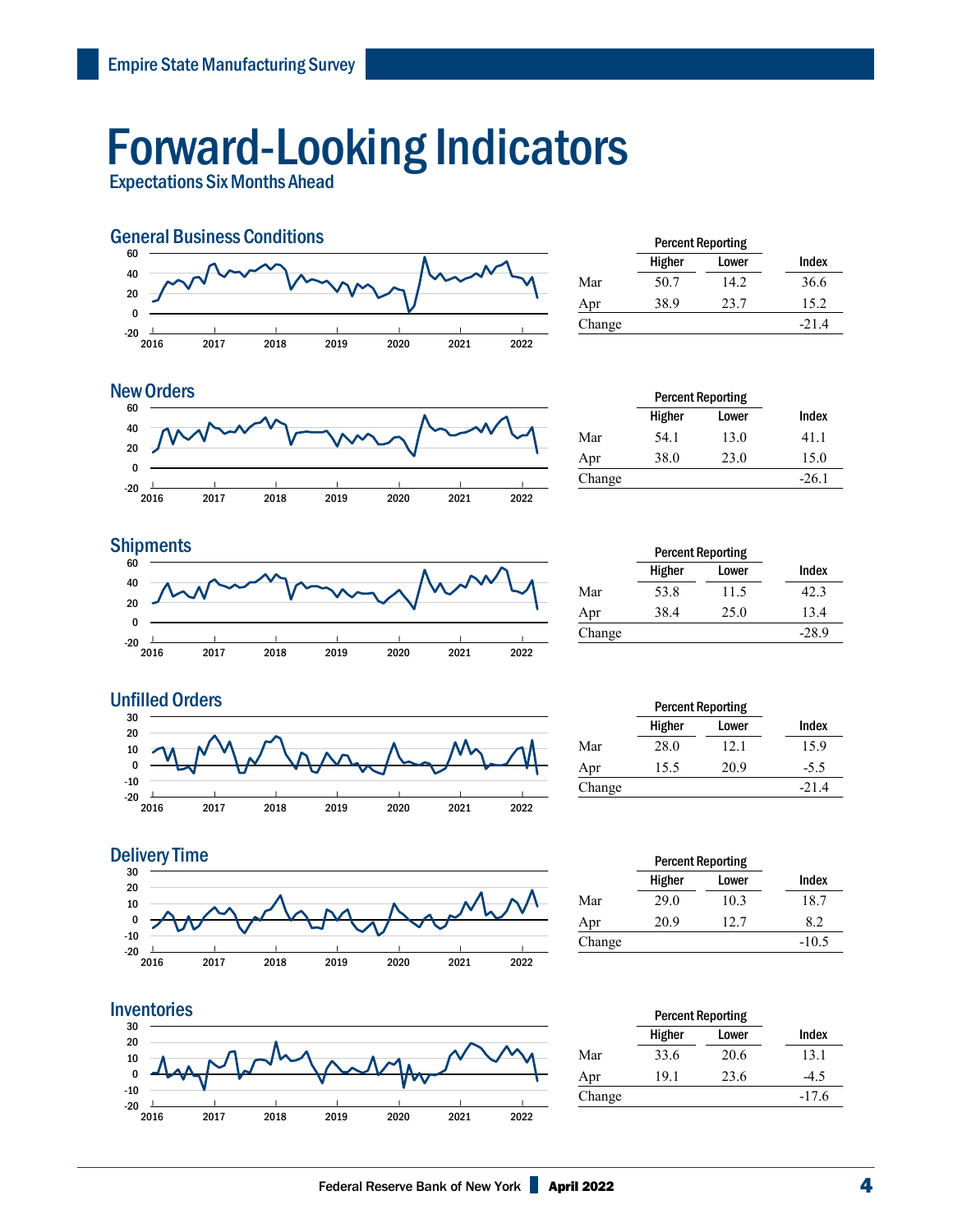# Forward-Looking Indicators

## Expectations Six Months Ahead

### General Business Conditions

| | Percent Reporting | | |
|---|---|---|---|
| | Higher | Lower | Index |
| Mar | 50.7 | 14.2 | 36.6 |
| Apr | 38.9 | 23.7 | 15.2 |
| Change | | | -21.4 |

### New Orders

| | Percent Reporting | | |
|---|---|---|---|
| | Higher | Lower | Index |
| Mar | 54.1 | 13.0 | 41.1 |
| Apr | 38.0 | 23.0 | 15.0 |
| Change | | | -26.1 |

### Shipments

| | Percent Reporting | | |
|---|---|---|---|
| | Higher | Lower | Index |
| Mar | 53.8 | 11.5 | 42.3 |
| Apr | 38.4 | 25.0 | 13.4 |
| Change | | | -28.9 |

### Unfilled Orders

| | Percent Reporting | | |
|---|---|---|---|
| | Higher | Lower | Index |
| Mar | 28.0 | 12.1 | 15.9 |
| Apr | 15.5 | 20.9 | -5.5 |
| Change | | | -21.4 |

### Delivery Time

| | Percent Reporting | | |
|---|---|---|---|
| | Higher | Lower | Index |
| Mar | 29.0 | 10.3 | 18.7 |
| Apr | 20.9 | 12.7 | 8.2 |
| Change | | | -10.5 |

### Inventories

| | Percent Reporting | | |
|---|---|---|---|
| | Higher | Lower | Index |
| Mar | 33.6 | 20.6 | 13.1 |
| Apr | 19.1 | 23.6 | -4.5 |
| Change | | | -17.6 |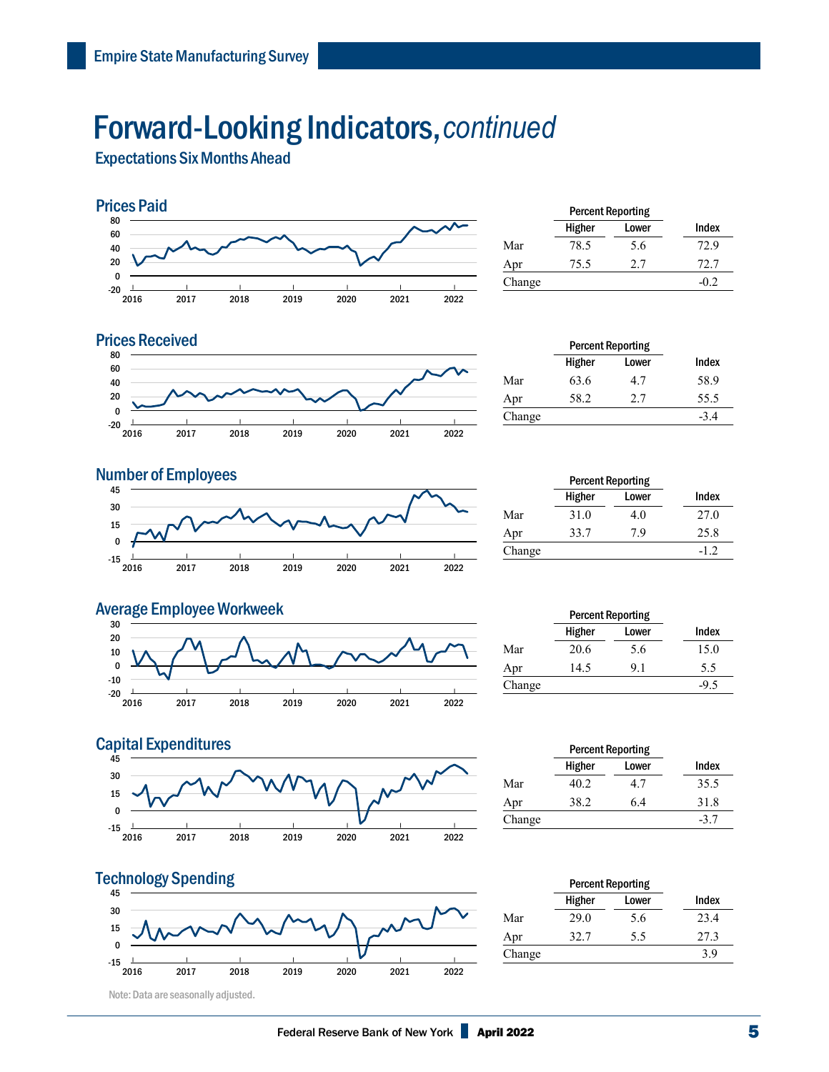# Forward-Looking Indicators, *continued*

## Expectations Six Months Ahead

### Prices Paid

80
60
40
20
0
-20
2016 2017 2018 2019 2020 2021 2022

| | Percent Reporting | | |
|---|---|---|---|
| | Higher | Lower | Index |
| Mar | 78.5 | 5.6 | 72.9 |
| Apr | 75.5 | 2.7 | 72.7 |
| Change | | | -0.2 |

### Prices Received

80
60
40
20
0
-20
2016 2017 2018 2019 2020 2021 2022

| | Percent Reporting | | |
|---|---|---|---|
| | Higher | Lower | Index |
| Mar | 63.6 | 4.7 | 58.9 |
| Apr | 58.2 | 2.7 | 55.5 |
| Change | | | -3.4 |

### Number of Employees

45
30
15
0
-15
2016 2017 2018 2019 2020 2021 2022

| | Percent Reporting | | |
|---|---|---|---|
| | Higher | Lower | Index |
| Mar | 31.0 | 4.0 | 27.0 |
| Apr | 33.7 | 7.9 | 25.8 |
| Change | | | -1.2 |

### Average Employee Workweek

30
20
10
0
-10
-20
2016 2017 2018 2019 2020 2021 2022

| | Percent Reporting | | |
|---|---|---|---|
| | Higher | Lower | Index |
| Mar | 20.6 | 5.6 | 15.0 |
| Apr | 14.5 | 9.1 | 5.5 |
| Change | | | -9.5 |

### Capital Expenditures

45
30
15
0
-15
2016 2017 2018 2019 2020 2021 2022

| | Percent Reporting | | |
|---|---|---|---|
| | Higher | Lower | Index |
| Mar | 40.2 | 4.7 | 35.5 |
| Apr | 38.2 | 6.4 | 31.8 |
| Change | | | -3.7 |

### Technology Spending

45
30
15
0
-15
2016 2017 2018 2019 2020 2021 2022

| | Percent Reporting | | |
|---|---|---|---|
| | Higher | Lower | Index |
| Mar | 29.0 | 5.6 | 23.4 |
| Apr | 32.7 | 5.5 | 27.3 |
| Change | | | 3.9 |

Note: Data are seasonally adjusted.